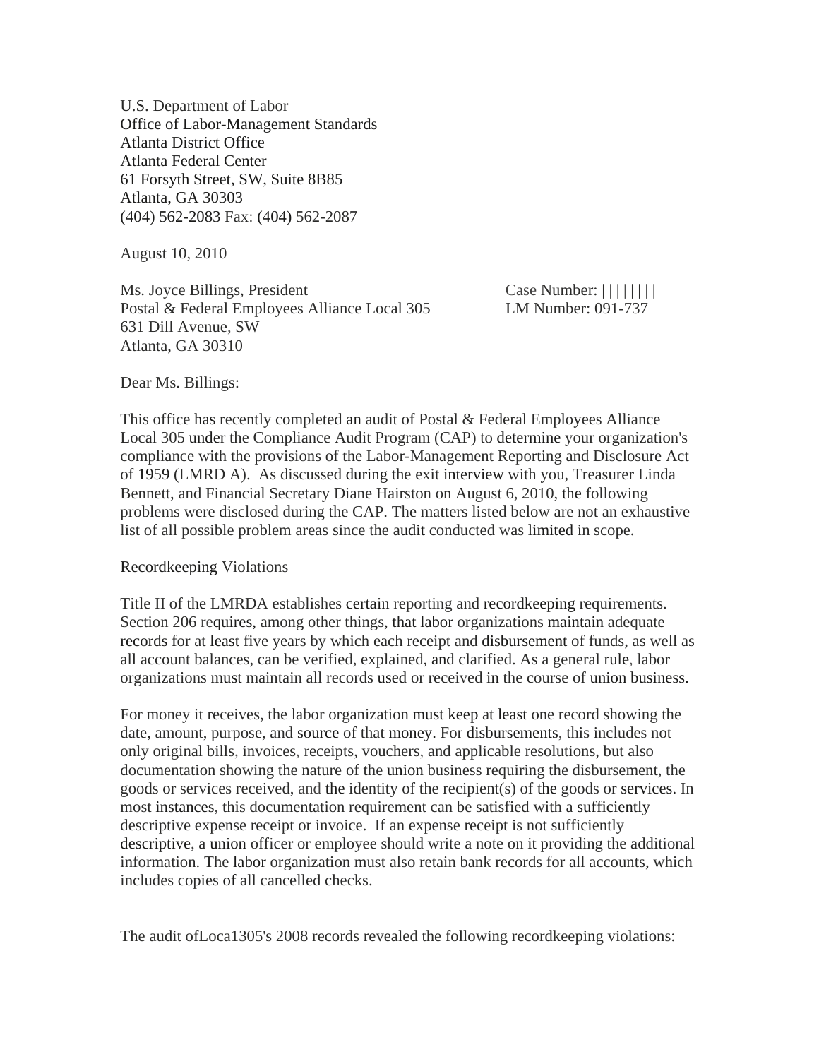U.S. Department of Labor
Office of Labor-Management Standards
Atlanta District Office
Atlanta Federal Center
61 Forsyth Street, SW, Suite 8B85
Atlanta, GA 30303
(404) 562-2083 Fax: (404) 562-2087

August 10, 2010

Ms. Joyce Billings, President
Postal & Federal Employees Alliance Local 305
631 Dill Avenue, SW
Atlanta, GA 30310

Case Number: ||||||||
LM Number: 091-737

Dear Ms. Billings:

This office has recently completed an audit of Postal & Federal Employees Alliance Local 305 under the Compliance Audit Program (CAP) to determine your organization's compliance with the provisions of the Labor-Management Reporting and Disclosure Act of 1959 (LMRD A). As discussed during the exit interview with you, Treasurer Linda Bennett, and Financial Secretary Diane Hairston on August 6, 2010, the following problems were disclosed during the CAP. The matters listed below are not an exhaustive list of all possible problem areas since the audit conducted was limited in scope.

Recordkeeping Violations

Title II of the LMRDA establishes certain reporting and recordkeeping requirements. Section 206 requires, among other things, that labor organizations maintain adequate records for at least five years by which each receipt and disbursement of funds, as well as all account balances, can be verified, explained, and clarified. As a general rule, labor organizations must maintain all records used or received in the course of union business.

For money it receives, the labor organization must keep at least one record showing the date, amount, purpose, and source of that money. For disbursements, this includes not only original bills, invoices, receipts, vouchers, and applicable resolutions, but also documentation showing the nature of the union business requiring the disbursement, the goods or services received, and the identity of the recipient(s) of the goods or services. In most instances, this documentation requirement can be satisfied with a sufficiently descriptive expense receipt or invoice. If an expense receipt is not sufficiently descriptive, a union officer or employee should write a note on it providing the additional information. The labor organization must also retain bank records for all accounts, which includes copies of all cancelled checks.

The audit ofLoca1305's 2008 records revealed the following recordkeeping violations: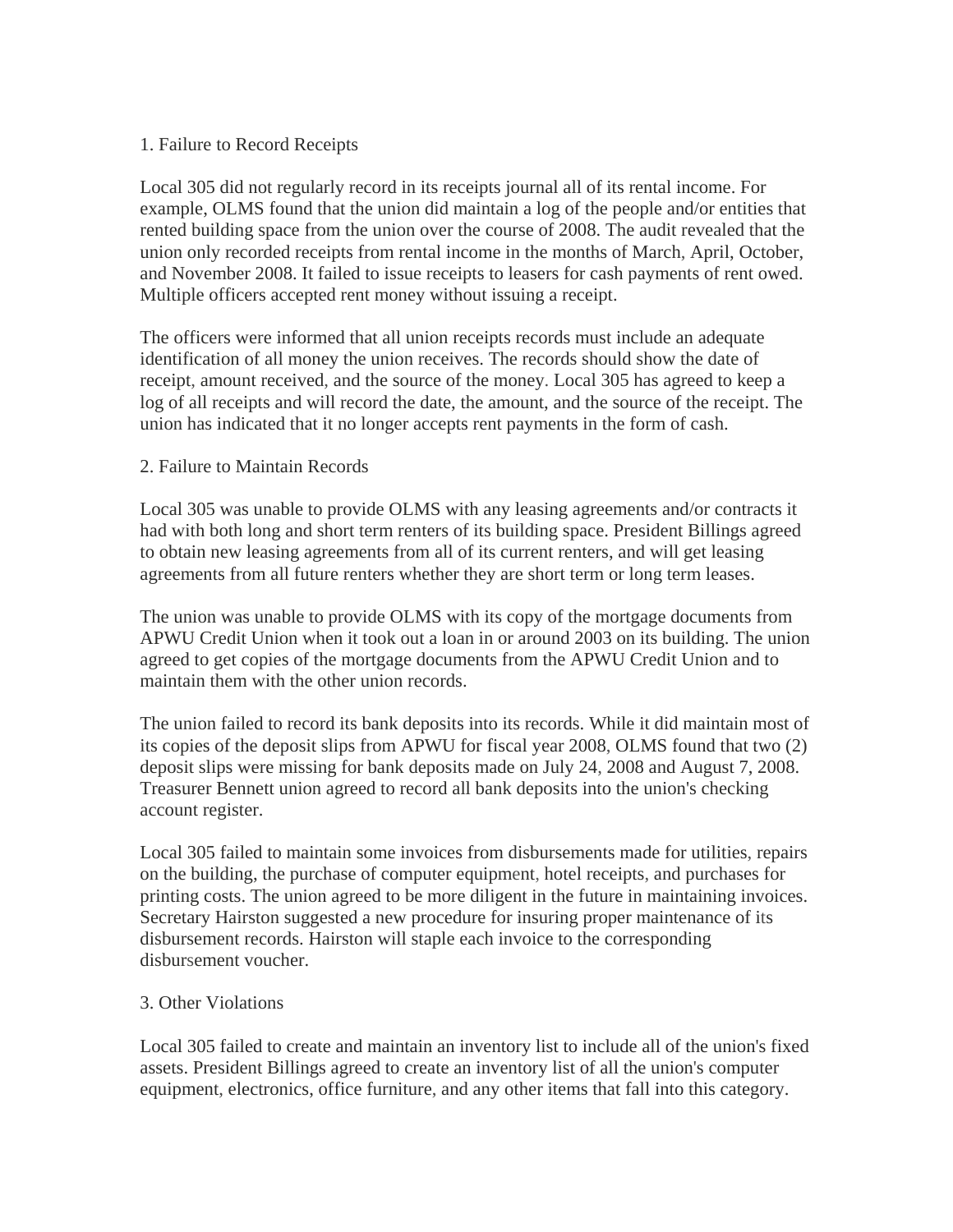1. Failure to Record Receipts

Local 305 did not regularly record in its receipts journal all of its rental income. For example, OLMS found that the union did maintain a log of the people and/or entities that rented building space from the union over the course of 2008. The audit revealed that the union only recorded receipts from rental income in the months of March, April, October, and November 2008. It failed to issue receipts to leasers for cash payments of rent owed. Multiple officers accepted rent money without issuing a receipt.

The officers were informed that all union receipts records must include an adequate identification of all money the union receives. The records should show the date of receipt, amount received, and the source of the money. Local 305 has agreed to keep a log of all receipts and will record the date, the amount, and the source of the receipt. The union has indicated that it no longer accepts rent payments in the form of cash.

2. Failure to Maintain Records

Local 305 was unable to provide OLMS with any leasing agreements and/or contracts it had with both long and short term renters of its building space. President Billings agreed to obtain new leasing agreements from all of its current renters, and will get leasing agreements from all future renters whether they are short term or long term leases.

The union was unable to provide OLMS with its copy of the mortgage documents from APWU Credit Union when it took out a loan in or around 2003 on its building. The union agreed to get copies of the mortgage documents from the APWU Credit Union and to maintain them with the other union records.

The union failed to record its bank deposits into its records. While it did maintain most of its copies of the deposit slips from APWU for fiscal year 2008, OLMS found that two (2) deposit slips were missing for bank deposits made on July 24, 2008 and August 7, 2008. Treasurer Bennett union agreed to record all bank deposits into the union's checking account register.

Local 305 failed to maintain some invoices from disbursements made for utilities, repairs on the building, the purchase of computer equipment, hotel receipts, and purchases for printing costs. The union agreed to be more diligent in the future in maintaining invoices. Secretary Hairston suggested a new procedure for insuring proper maintenance of its disbursement records. Hairston will staple each invoice to the corresponding disbursement voucher.

3. Other Violations

Local 305 failed to create and maintain an inventory list to include all of the union's fixed assets. President Billings agreed to create an inventory list of all the union's computer equipment, electronics, office furniture, and any other items that fall into this category.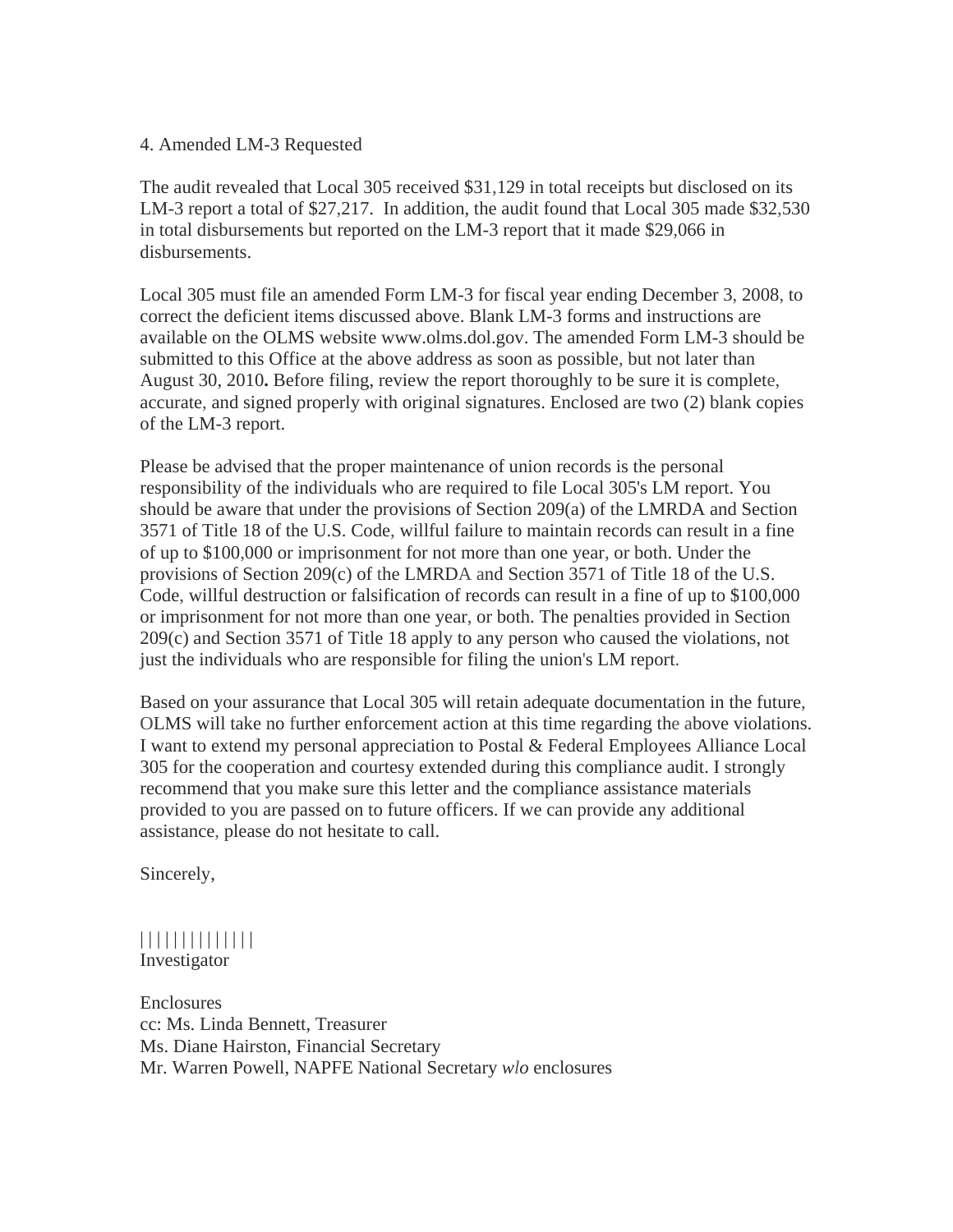4. Amended LM-3 Requested

The audit revealed that Local 305 received $31,129 in total receipts but disclosed on its LM-3 report a total of $27,217. In addition, the audit found that Local 305 made $32,530 in total disbursements but reported on the LM-3 report that it made $29,066 in disbursements.

Local 305 must file an amended Form LM-3 for fiscal year ending December 3, 2008, to correct the deficient items discussed above. Blank LM-3 forms and instructions are available on the OLMS website www.olms.dol.gov. The amended Form LM-3 should be submitted to this Office at the above address as soon as possible, but not later than August 30, 2010**.** Before filing, review the report thoroughly to be sure it is complete, accurate, and signed properly with original signatures. Enclosed are two (2) blank copies of the LM-3 report.

Please be advised that the proper maintenance of union records is the personal responsibility of the individuals who are required to file Local 305's LM report. You should be aware that under the provisions of Section 209(a) of the LMRDA and Section 3571 of Title 18 of the U.S. Code, willful failure to maintain records can result in a fine of up to $100,000 or imprisonment for not more than one year, or both. Under the provisions of Section 209(c) of the LMRDA and Section 3571 of Title 18 of the U.S. Code, willful destruction or falsification of records can result in a fine of up to $100,000 or imprisonment for not more than one year, or both. The penalties provided in Section 209(c) and Section 3571 of Title 18 apply to any person who caused the violations, not just the individuals who are responsible for filing the union's LM report.

Based on your assurance that Local 305 will retain adequate documentation in the future, OLMS will take no further enforcement action at this time regarding the above violations. I want to extend my personal appreciation to Postal & Federal Employees Alliance Local 305 for the cooperation and courtesy extended during this compliance audit. I strongly recommend that you make sure this letter and the compliance assistance materials provided to you are passed on to future officers. If we can provide any additional assistance, please do not hesitate to call.

Sincerely,

| | | | | | | | | | | | | |
Investigator

Enclosures
cc: Ms. Linda Bennett, Treasurer
Ms. Diane Hairston, Financial Secretary
Mr. Warren Powell, NAPFE National Secretary *wlo* enclosures